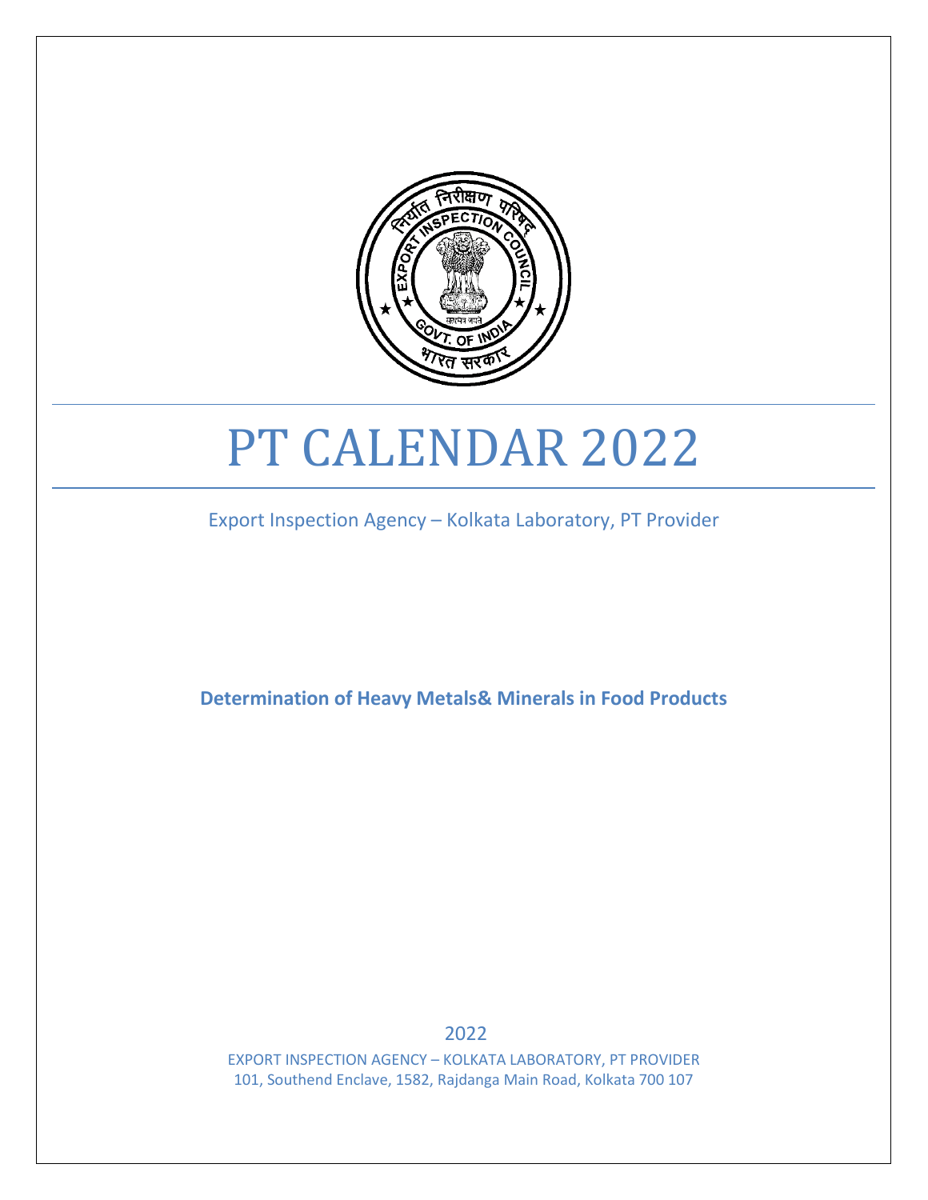# PT CALENDAR 2022

Export Inspection Agency – Kolkata Laboratory, PT Provider

**Determination of Heavy Metals& Minerals in Food Products**

2022

EXPORT INSPECTION AGENCY – KOLKATA LABORATORY, PT PROVIDER
101, Southend Enclave, 1582, Rajdanga Main Road, Kolkata 700 107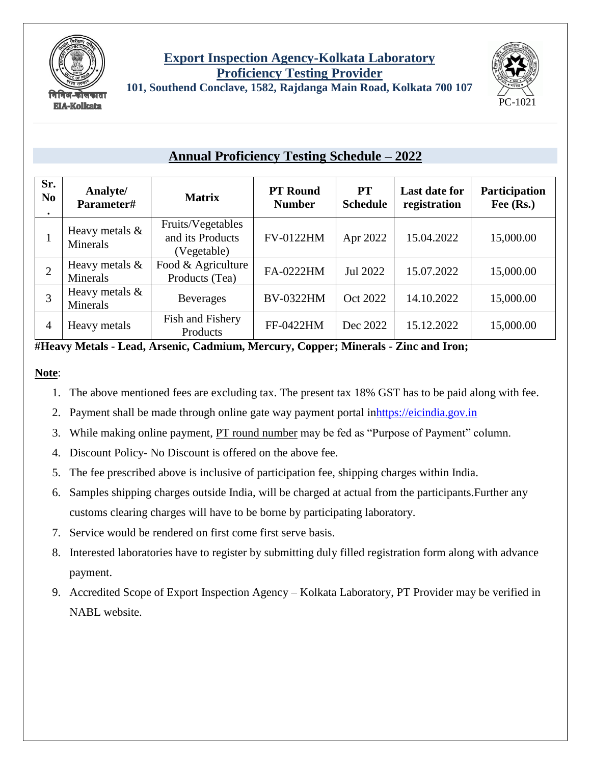# Export Inspection Agency-Kolkata Laboratory
## Proficiency Testing Provider

**101, Southend Conclave, 1582, Rajdanga Main Road, Kolkata 700 107**

निनिअ-कोलकाता
EIA-Kolkata

PC-1021

## Annual Proficiency Testing Schedule – 2022

| Sr. No. | Analyte/ Parameter# | Matrix | PT Round Number | PT Schedule | Last date for registration | Participation Fee (Rs.) |
|---|---|---|---|---|---|---|
| 1 | Heavy metals & Minerals | Fruits/Vegetables and its Products (Vegetable) | FV-0122HM | Apr 2022 | 15.04.2022 | 15,000.00 |
| 2 | Heavy metals & Minerals | Food & Agriculture Products (Tea) | FA-0222HM | Jul 2022 | 15.07.2022 | 15,000.00 |
| 3 | Heavy metals & Minerals | Beverages | BV-0322HM | Oct 2022 | 14.10.2022 | 15,000.00 |
| 4 | Heavy metals | Fish and Fishery Products | FF-0422HM | Dec 2022 | 15.12.2022 | 15,000.00 |

**#Heavy Metals - Lead, Arsenic, Cadmium, Mercury, Copper; Minerals - Zinc and Iron;**

**Note**:

1. The above mentioned fees are excluding tax. The present tax 18% GST has to be paid along with fee.
2. Payment shall be made through online gate way payment portal inhttps://eicindia.gov.in
3. While making online payment, PT round number may be fed as "Purpose of Payment" column.
4. Discount Policy- No Discount is offered on the above fee.
5. The fee prescribed above is inclusive of participation fee, shipping charges within India.
6. Samples shipping charges outside India, will be charged at actual from the participants.Further any customs clearing charges will have to be borne by participating laboratory.
7. Service would be rendered on first come first serve basis.
8. Interested laboratories have to register by submitting duly filled registration form along with advance payment.
9. Accredited Scope of Export Inspection Agency – Kolkata Laboratory, PT Provider may be verified in NABL website.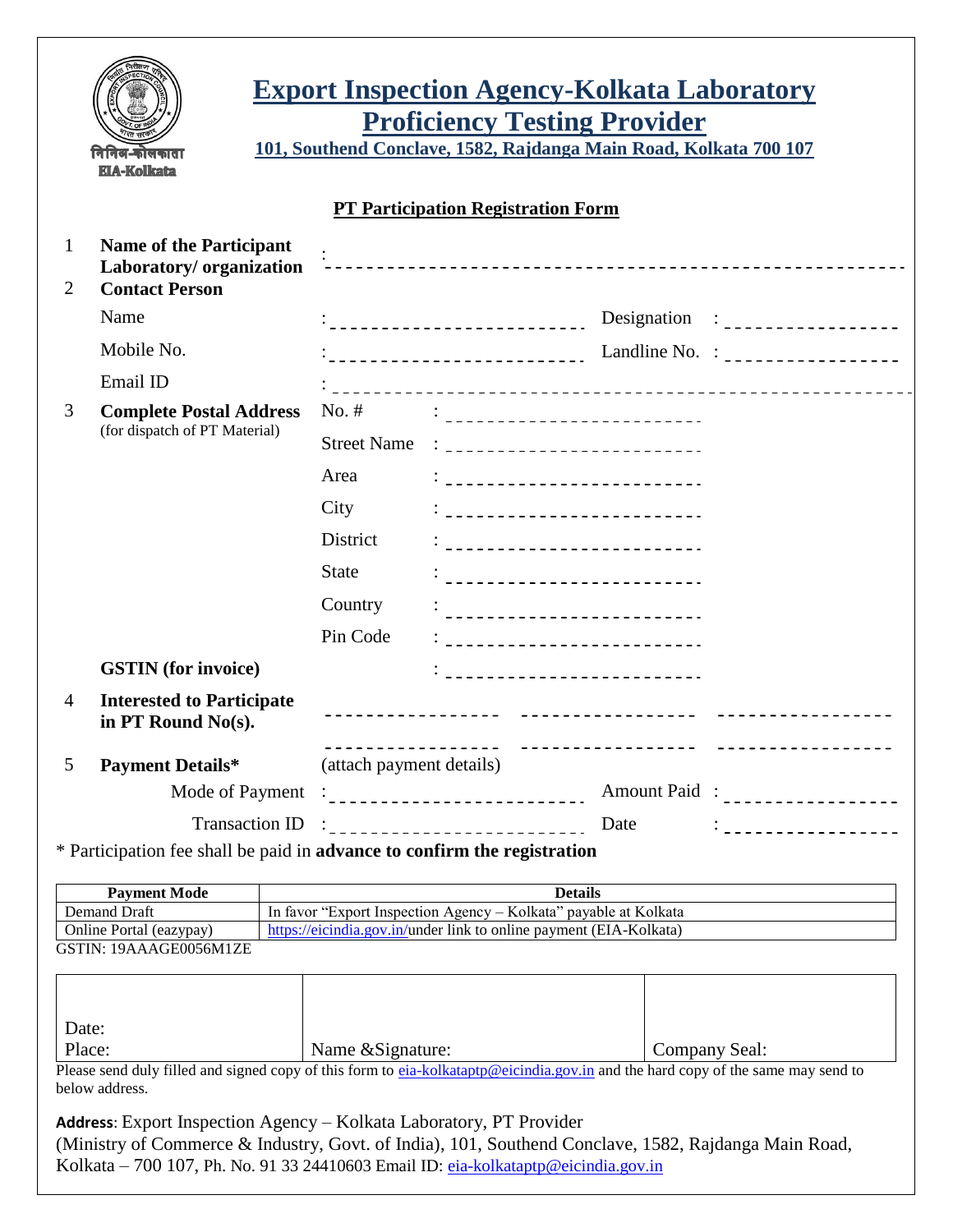निनिअ-कोलकाता
EIA-Kolkata

# Export Inspection Agency-Kolkata Laboratory
# Proficiency Testing Provider

**101, Southend Conclave, 1582, Rajdanga Main Road, Kolkata 700 107**

## PT Participation Registration Form

1 **Name of the Participant Laboratory/ organization** : ------------------------------------------------

2 **Contact Person**

Name : ------------------------ Designation : ----------------

Mobile No. : ------------------------ Landline No. : ----------------

Email ID : ------------------------------------------------

3 **Complete Postal Address** (for dispatch of PT Material)

No. # : ------------------------

Street Name : ------------------------

Area : ------------------------

City : ------------------------

District : ------------------------

State : ------------------------

Country : ------------------------

Pin Code : ------------------------

**GSTIN (for invoice)** : ------------------------

4 **Interested to Participate in PT Round No(s).** ---------------- ---------------- ----------------

---------------- ---------------- ----------------

5 **Payment Details*** (attach payment details)

Mode of Payment : ------------------------ Amount Paid : ----------------

Transaction ID : ------------------------ Date : ----------------

* Participation fee shall be paid in **advance to confirm the registration**

| Payment Mode | Details |
|---|---|
| Demand Draft | In favor "Export Inspection Agency – Kolkata" payable at Kolkata |
| Online Portal (eazypay) | https://eicindia.gov.in/under link to online payment (EIA-Kolkata) |

GSTIN: 19AAAGE0056M1ZE

| | | |
|---|---|---|
| Date:<br>Place: | Name &Signature: | Company Seal: |

Please send duly filled and signed copy of this form to eia-kolkataptp@eicindia.gov.in and the hard copy of the same may send to below address.

**Address**: Export Inspection Agency – Kolkata Laboratory, PT Provider
(Ministry of Commerce & Industry, Govt. of India), 101, Southend Conclave, 1582, Rajdanga Main Road, Kolkata – 700 107, Ph. No. 91 33 24410603 Email ID: eia-kolkataptp@eicindia.gov.in